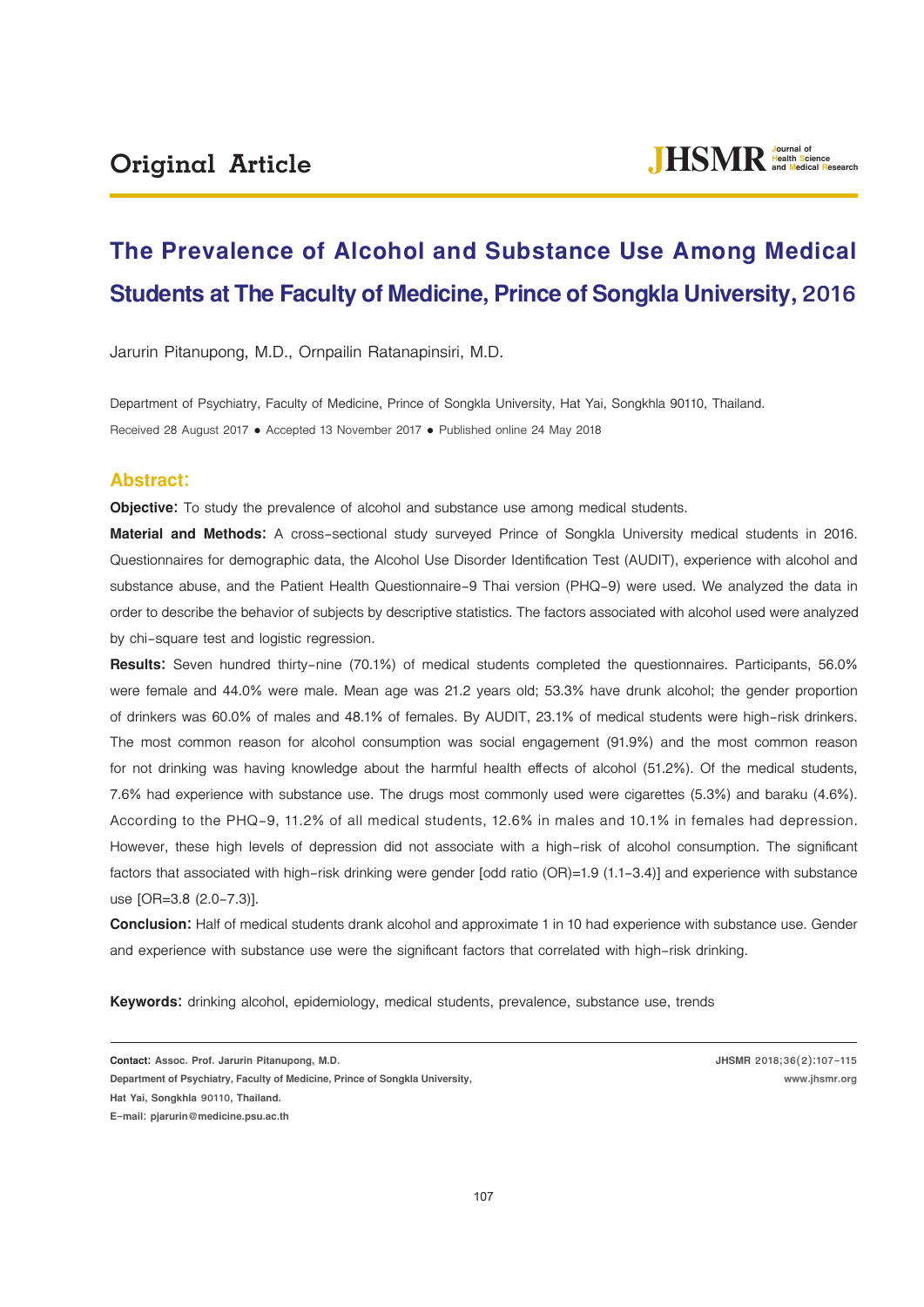Original Article

# The Prevalence of Alcohol and Substance Use Among Medical Students at The Faculty of Medicine, Prince of Songkla University, 2016

Jarurin Pitanupong, M.D., Ornpailin Ratanapinsiri, M.D.

Department of Psychiatry, Faculty of Medicine, Prince of Songkla University, Hat Yai, Songkhla 90110, Thailand.

Received 28 August 2017 ● Accepted 13 November 2017 ● Published online 24 May 2018

## Abstract:

**Objective:** To study the prevalence of alcohol and substance use among medical students.

**Material and Methods:** A cross-sectional study surveyed Prince of Songkla University medical students in 2016. Questionnaires for demographic data, the Alcohol Use Disorder Identification Test (AUDIT), experience with alcohol and substance abuse, and the Patient Health Questionnaire-9 Thai version (PHQ-9) were used. We analyzed the data in order to describe the behavior of subjects by descriptive statistics. The factors associated with alcohol used were analyzed by chi-square test and logistic regression.

**Results:** Seven hundred thirty-nine (70.1%) of medical students completed the questionnaires. Participants, 56.0% were female and 44.0% were male. Mean age was 21.2 years old; 53.3% have drunk alcohol; the gender proportion of drinkers was 60.0% of males and 48.1% of females. By AUDIT, 23.1% of medical students were high-risk drinkers. The most common reason for alcohol consumption was social engagement (91.9%) and the most common reason for not drinking was having knowledge about the harmful health effects of alcohol (51.2%). Of the medical students, 7.6% had experience with substance use. The drugs most commonly used were cigarettes (5.3%) and baraku (4.6%). According to the PHQ-9, 11.2% of all medical students, 12.6% in males and 10.1% in females had depression. However, these high levels of depression did not associate with a high-risk of alcohol consumption. The significant factors that associated with high-risk drinking were gender [odd ratio (OR)=1.9 (1.1-3.4)] and experience with substance use [OR=3.8 (2.0-7.3)].

**Conclusion:** Half of medical students drank alcohol and approximate 1 in 10 had experience with substance use. Gender and experience with substance use were the significant factors that correlated with high-risk drinking.

**Keywords:** drinking alcohol, epidemiology, medical students, prevalence, substance use, trends

**Contact: Assoc. Prof. Jarurin Pitanupong, M.D.**
**Department of Psychiatry, Faculty of Medicine, Prince of Songkla University,**
**Hat Yai, Songkhla 90110, Thailand.**
**E-mail: pjarurin@medicine.psu.ac.th**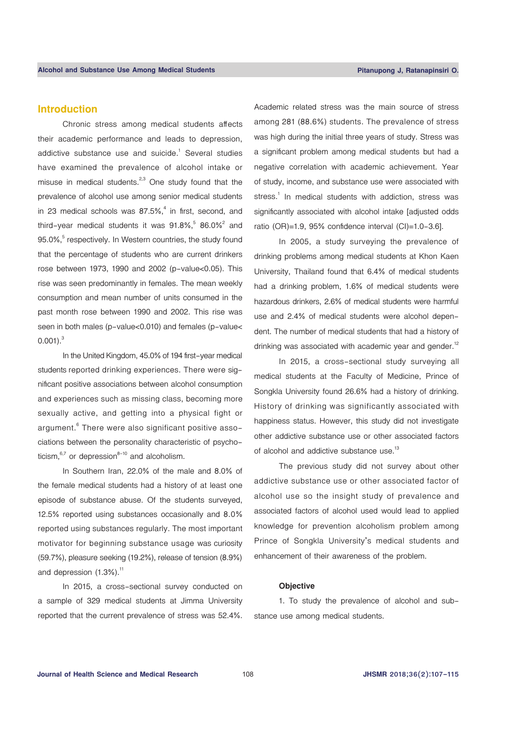## Introduction

Chronic stress among medical students affects their academic performance and leads to depression, addictive substance use and suicide.[1] Several studies have examined the prevalence of alcohol intake or misuse in medical students.[2,3] One study found that the prevalence of alcohol use among senior medical students in 23 medical schools was 87.5%,[4] in first, second, and third-year medical students it was 91.8%,[5] 86.0%[2] and 95.0%,[5] respectively. In Western countries, the study found that the percentage of students who are current drinkers rose between 1973, 1990 and 2002 (p-value<0.05). This rise was seen predominantly in females. The mean weekly consumption and mean number of units consumed in the past month rose between 1990 and 2002. This rise was seen in both males (p-value<0.010) and females (p-value< 0.001).[3]

In the United Kingdom, 45.0% of 194 first-year medical students reported drinking experiences. There were significant positive associations between alcohol consumption and experiences such as missing class, becoming more sexually active, and getting into a physical fight or argument.[6] There were also significant positive associations between the personality characteristic of psychoticism,[6,7] or depression[8-10] and alcoholism.

In Southern Iran, 22.0% of the male and 8.0% of the female medical students had a history of at least one episode of substance abuse. Of the students surveyed, 12.5% reported using substances occasionally and 8.0% reported using substances regularly. The most important motivator for beginning substance usage was curiosity (59.7%), pleasure seeking (19.2%), release of tension (8.9%) and depression (1.3%).[11]

In 2015, a cross-sectional survey conducted on a sample of 329 medical students at Jimma University reported that the current prevalence of stress was 52.4%. Academic related stress was the main source of stress among 281 (88.6%) students. The prevalence of stress was high during the initial three years of study. Stress was a significant problem among medical students but had a negative correlation with academic achievement. Year of study, income, and substance use were associated with stress.[1] In medical students with addiction, stress was significantly associated with alcohol intake [adjusted odds ratio (OR)=1.9, 95% confidence interval (CI)=1.0-3.6].

In 2005, a study surveying the prevalence of drinking problems among medical students at Khon Kaen University, Thailand found that 6.4% of medical students had a drinking problem, 1.6% of medical students were hazardous drinkers, 2.6% of medical students were harmful use and 2.4% of medical students were alcohol dependent. The number of medical students that had a history of drinking was associated with academic year and gender.[12]

In 2015, a cross-sectional study surveying all medical students at the Faculty of Medicine, Prince of Songkla University found 26.6% had a history of drinking. History of drinking was significantly associated with happiness status. However, this study did not investigate other addictive substance use or other associated factors of alcohol and addictive substance use.[13]

The previous study did not survey about other addictive substance use or other associated factor of alcohol use so the insight study of prevalence and associated factors of alcohol used would lead to applied knowledge for prevention alcoholism problem among Prince of Songkla University's medical students and enhancement of their awareness of the problem.

### Objective

1. To study the prevalence of alcohol and substance use among medical students.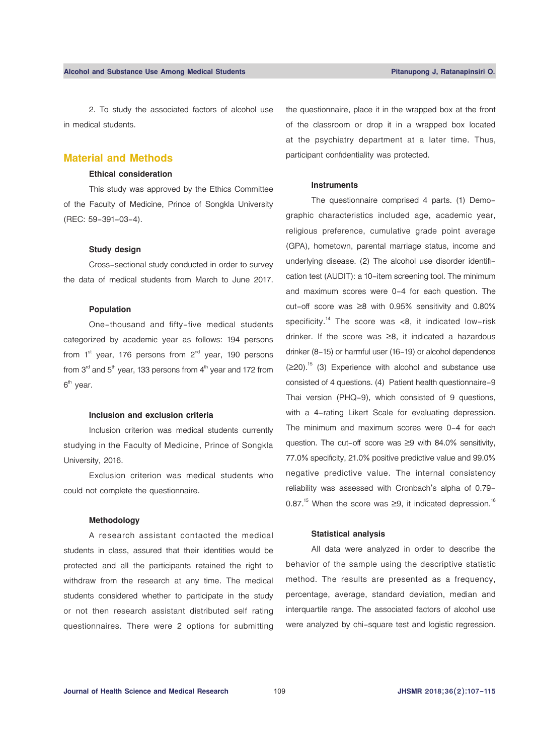2. To study the associated factors of alcohol use in medical students.

## Material and Methods

### Ethical consideration

This study was approved by the Ethics Committee of the Faculty of Medicine, Prince of Songkla University (REC: 59-391-03-4).

### Study design

Cross-sectional study conducted in order to survey the data of medical students from March to June 2017.

### Population

One-thousand and fifty-five medical students categorized by academic year as follows: 194 persons from 1st year, 176 persons from 2nd year, 190 persons from 3rd and 5th year, 133 persons from 4th year and 172 from 6th year.

### Inclusion and exclusion criteria

Inclusion criterion was medical students currently studying in the Faculty of Medicine, Prince of Songkla University, 2016.

Exclusion criterion was medical students who could not complete the questionnaire.

### Methodology

A research assistant contacted the medical students in class, assured that their identities would be protected and all the participants retained the right to withdraw from the research at any time. The medical students considered whether to participate in the study or not then research assistant distributed self rating questionnaires. There were 2 options for submitting the questionnaire, place it in the wrapped box at the front of the classroom or drop it in a wrapped box located at the psychiatry department at a later time. Thus, participant confidentiality was protected.

### Instruments

The questionnaire comprised 4 parts. (1) Demographic characteristics included age, academic year, religious preference, cumulative grade point average (GPA), hometown, parental marriage status, income and underlying disease. (2) The alcohol use disorder identification test (AUDIT): a 10-item screening tool. The minimum and maximum scores were 0-4 for each question. The cut-off score was ≥8 with 0.95% sensitivity and 0.80% specificity.[14] The score was <8, it indicated low-risk drinker. If the score was ≥8, it indicated a hazardous drinker (8-15) or harmful user (16-19) or alcohol dependence (≥20).[15] (3) Experience with alcohol and substance use consisted of 4 questions. (4) Patient health questionnaire-9 Thai version (PHQ-9), which consisted of 9 questions, with a 4-rating Likert Scale for evaluating depression. The minimum and maximum scores were 0-4 for each question. The cut-off score was ≥9 with 84.0% sensitivity, 77.0% specificity, 21.0% positive predictive value and 99.0% negative predictive value. The internal consistency reliability was assessed with Cronbach's alpha of 0.79-0.87.[15] When the score was ≥9, it indicated depression.[16]

### Statistical analysis

All data were analyzed in order to describe the behavior of the sample using the descriptive statistic method. The results are presented as a frequency, percentage, average, standard deviation, median and interquartile range. The associated factors of alcohol use were analyzed by chi-square test and logistic regression.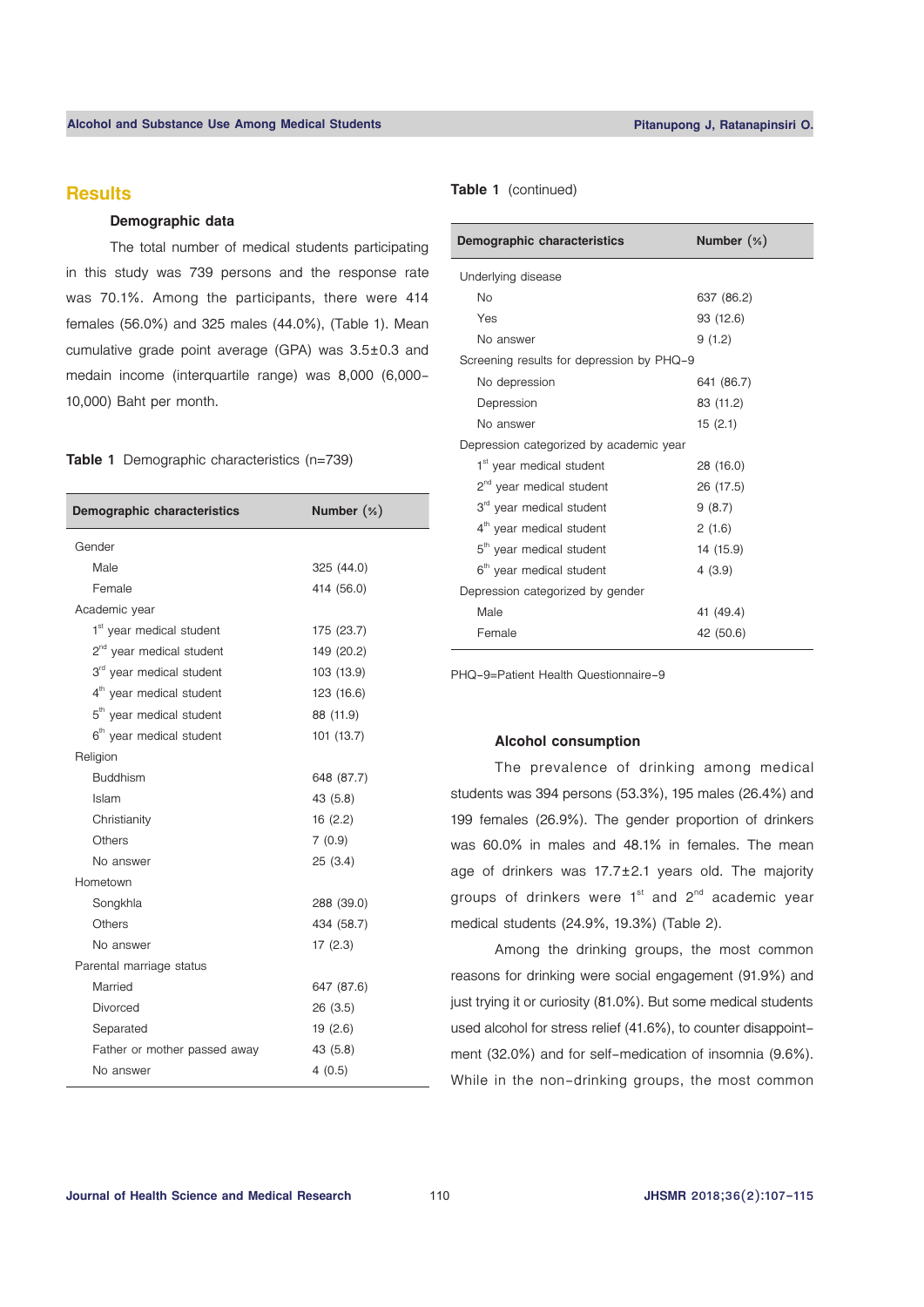## Results

### Demographic data

The total number of medical students participating in this study was 739 persons and the response rate was 70.1%. Among the participants, there were 414 females (56.0%) and 325 males (44.0%), (Table 1). Mean cumulative grade point average (GPA) was 3.5±0.3 and medain income (interquartile range) was 8,000 (6,000-10,000) Baht per month.

**Table 1** Demographic characteristics (n=739)

| Demographic characteristics | Number (%) |
|---|---|
| Gender | |
| Male | 325 (44.0) |
| Female | 414 (56.0) |
| Academic year | |
| 1st year medical student | 175 (23.7) |
| 2nd year medical student | 149 (20.2) |
| 3rd year medical student | 103 (13.9) |
| 4th year medical student | 123 (16.6) |
| 5th year medical student | 88 (11.9) |
| 6th year medical student | 101 (13.7) |
| Religion | |
| Buddhism | 648 (87.7) |
| Islam | 43 (5.8) |
| Christianity | 16 (2.2) |
| Others | 7 (0.9) |
| No answer | 25 (3.4) |
| Hometown | |
| Songkhla | 288 (39.0) |
| Others | 434 (58.7) |
| No answer | 17 (2.3) |
| Parental marriage status | |
| Married | 647 (87.6) |
| Divorced | 26 (3.5) |
| Separated | 19 (2.6) |
| Father or mother passed away | 43 (5.8) |
| No answer | 4 (0.5) |
| Underlying disease | |
| No | 637 (86.2) |
| Yes | 93 (12.6) |
| No answer | 9 (1.2) |
| Screening results for depression by PHQ-9 | |
| No depression | 641 (86.7) |
| Depression | 83 (11.2) |
| No answer | 15 (2.1) |
| Depression categorized by academic year | |
| 1st year medical student | 28 (16.0) |
| 2nd year medical student | 26 (17.5) |
| 3rd year medical student | 9 (8.7) |
| 4th year medical student | 2 (1.6) |
| 5th year medical student | 14 (15.9) |
| 6th year medical student | 4 (3.9) |
| Depression categorized by gender | |
| Male | 41 (49.4) |
| Female | 42 (50.6) |

PHQ-9=Patient Health Questionnaire-9

### Alcohol consumption

The prevalence of drinking among medical students was 394 persons (53.3%), 195 males (26.4%) and 199 females (26.9%). The gender proportion of drinkers was 60.0% in males and 48.1% in females. The mean age of drinkers was 17.7±2.1 years old. The majority groups of drinkers were 1st and 2nd academic year medical students (24.9%, 19.3%) (Table 2).

Among the drinking groups, the most common reasons for drinking were social engagement (91.9%) and just trying it or curiosity (81.0%). But some medical students used alcohol for stress relief (41.6%), to counter disappointment (32.0%) and for self-medication of insomnia (9.6%). While in the non-drinking groups, the most common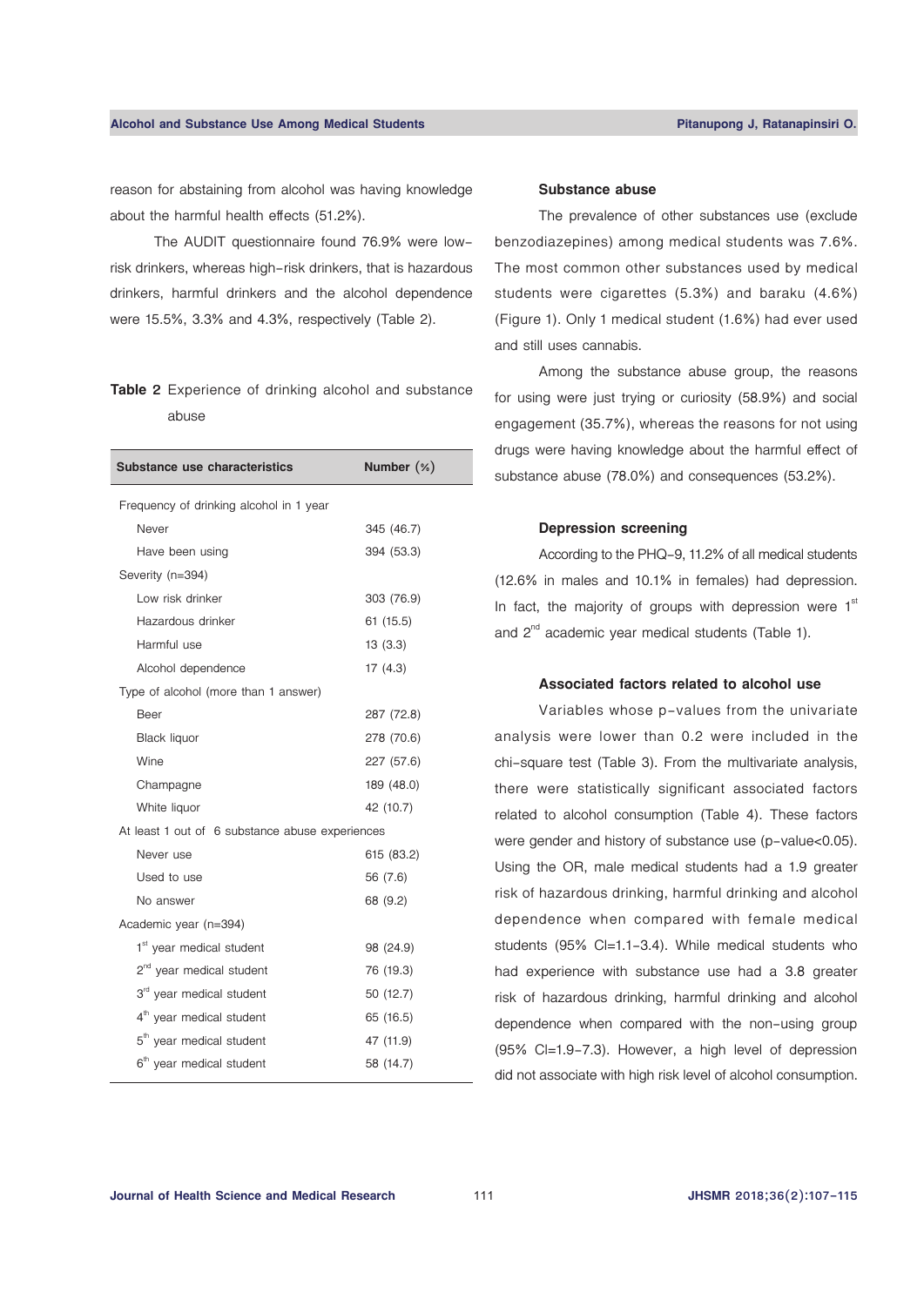reason for abstaining from alcohol was having knowledge about the harmful health effects (51.2%).

The AUDIT questionnaire found 76.9% were low-risk drinkers, whereas high-risk drinkers, that is hazardous drinkers, harmful drinkers and the alcohol dependence were 15.5%, 3.3% and 4.3%, respectively (Table 2).

**Table 2** Experience of drinking alcohol and substance abuse

| Substance use characteristics | Number (%) |
|---|---|
| Frequency of drinking alcohol in 1 year | |
| Never | 345 (46.7) |
| Have been using | 394 (53.3) |
| Severity (n=394) | |
| Low risk drinker | 303 (76.9) |
| Hazardous drinker | 61 (15.5) |
| Harmful use | 13 (3.3) |
| Alcohol dependence | 17 (4.3) |
| Type of alcohol (more than 1 answer) | |
| Beer | 287 (72.8) |
| Black liquor | 278 (70.6) |
| Wine | 227 (57.6) |
| Champagne | 189 (48.0) |
| White liquor | 42 (10.7) |
| At least 1 out of 6 substance abuse experiences | |
| Never use | 615 (83.2) |
| Used to use | 56 (7.6) |
| No answer | 68 (9.2) |
| Academic year (n=394) | |
| 1st year medical student | 98 (24.9) |
| 2nd year medical student | 76 (19.3) |
| 3rd year medical student | 50 (12.7) |
| 4th year medical student | 65 (16.5) |
| 5th year medical student | 47 (11.9) |
| 6th year medical student | 58 (14.7) |

### Substance abuse

The prevalence of other substances use (exclude benzodiazepines) among medical students was 7.6%. The most common other substances used by medical students were cigarettes (5.3%) and baraku (4.6%) (Figure 1). Only 1 medical student (1.6%) had ever used and still uses cannabis.

Among the substance abuse group, the reasons for using were just trying or curiosity (58.9%) and social engagement (35.7%), whereas the reasons for not using drugs were having knowledge about the harmful effect of substance abuse (78.0%) and consequences (53.2%).

### Depression screening

According to the PHQ-9, 11.2% of all medical students (12.6% in males and 10.1% in females) had depression. In fact, the majority of groups with depression were 1st and 2nd academic year medical students (Table 1).

### Associated factors related to alcohol use

Variables whose p-values from the univariate analysis were lower than 0.2 were included in the chi-square test (Table 3). From the multivariate analysis, there were statistically significant associated factors related to alcohol consumption (Table 4). These factors were gender and history of substance use (p-value<0.05). Using the OR, male medical students had a 1.9 greater risk of hazardous drinking, harmful drinking and alcohol dependence when compared with female medical students (95% CI=1.1-3.4). While medical students who had experience with substance use had a 3.8 greater risk of hazardous drinking, harmful drinking and alcohol dependence when compared with the non-using group (95% CI=1.9-7.3). However, a high level of depression did not associate with high risk level of alcohol consumption.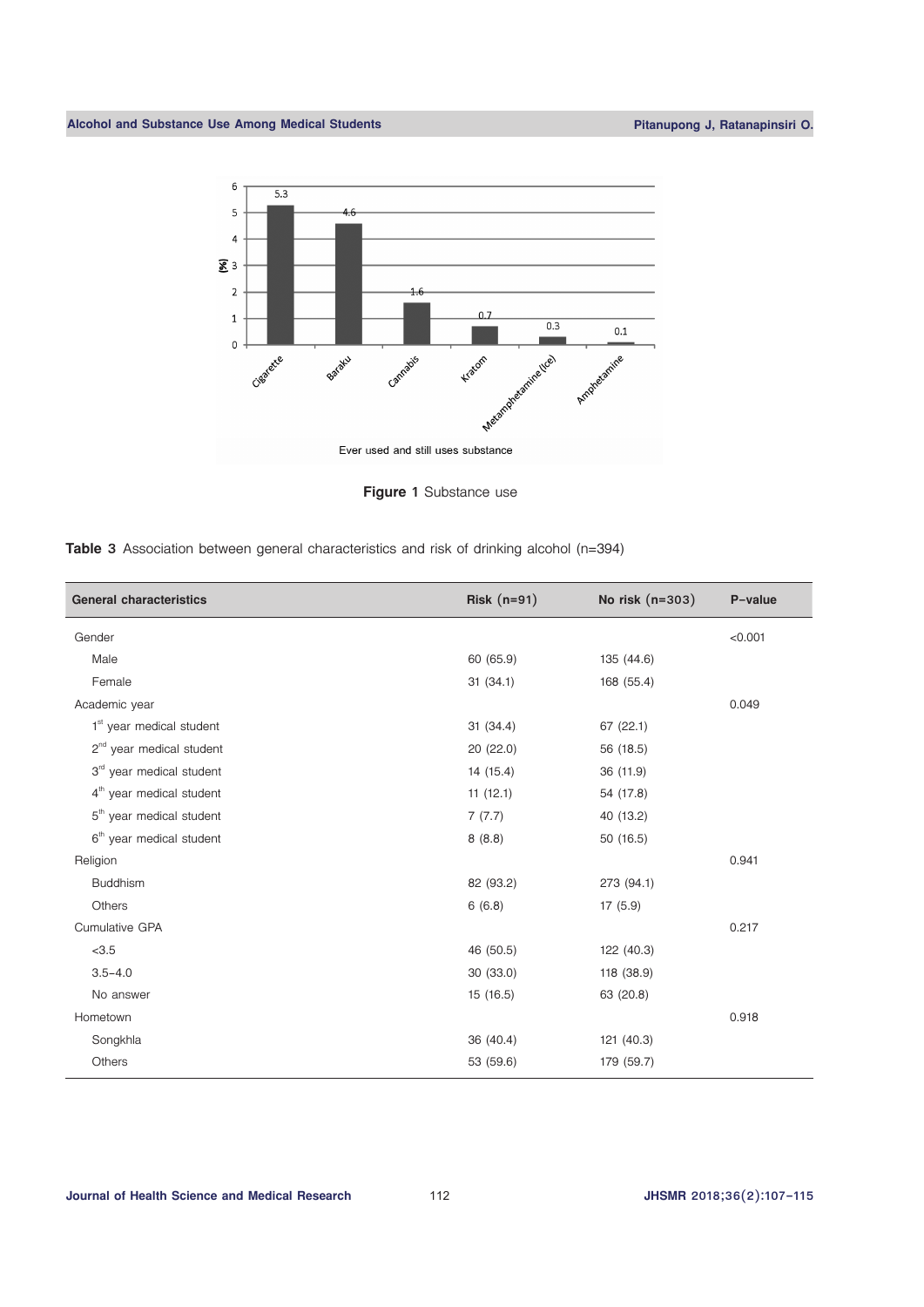**Figure 1** Substance use

**Table 3** Association between general characteristics and risk of drinking alcohol (n=394)

| General characteristics | Risk (n=91) | No risk (n=303) | P-value |
|---|---|---|---|
| Gender | | | <0.001 |
| Male | 60 (65.9) | 135 (44.6) | |
| Female | 31 (34.1) | 168 (55.4) | |
| Academic year | | | 0.049 |
| 1st year medical student | 31 (34.4) | 67 (22.1) | |
| 2nd year medical student | 20 (22.0) | 56 (18.5) | |
| 3rd year medical student | 14 (15.4) | 36 (11.9) | |
| 4th year medical student | 11 (12.1) | 54 (17.8) | |
| 5th year medical student | 7 (7.7) | 40 (13.2) | |
| 6th year medical student | 8 (8.8) | 50 (16.5) | |
| Religion | | | 0.941 |
| Buddhism | 82 (93.2) | 273 (94.1) | |
| Others | 6 (6.8) | 17 (5.9) | |
| Cumulative GPA | | | 0.217 |
| <3.5 | 46 (50.5) | 122 (40.3) | |
| 3.5–4.0 | 30 (33.0) | 118 (38.9) | |
| No answer | 15 (16.5) | 63 (20.8) | |
| Hometown | | | 0.918 |
| Songkhla | 36 (40.4) | 121 (40.3) | |
| Others | 53 (59.6) | 179 (59.7) | |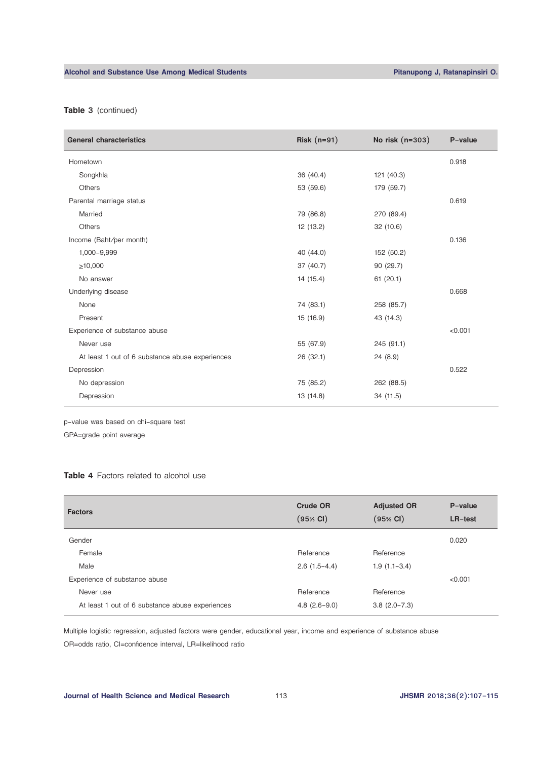**Table 3** (continued)

| General characteristics | Risk (n=91) | No risk (n=303) | P-value |
|---|---|---|---|
| Hometown | | | 0.918 |
| Songkhla | 36 (40.4) | 121 (40.3) | |
| Others | 53 (59.6) | 179 (59.7) | |
| Parental marriage status | | | 0.619 |
| Married | 79 (86.8) | 270 (89.4) | |
| Others | 12 (13.2) | 32 (10.6) | |
| Income (Baht/per month) | | | 0.136 |
| 1,000-9,999 | 40 (44.0) | 152 (50.2) | |
| ≥10,000 | 37 (40.7) | 90 (29.7) | |
| No answer | 14 (15.4) | 61 (20.1) | |
| Underlying disease | | | 0.668 |
| None | 74 (83.1) | 258 (85.7) | |
| Present | 15 (16.9) | 43 (14.3) | |
| Experience of substance abuse | | | <0.001 |
| Never use | 55 (67.9) | 245 (91.1) | |
| At least 1 out of 6 substance abuse experiences | 26 (32.1) | 24 (8.9) | |
| Depression | | | 0.522 |
| No depression | 75 (85.2) | 262 (88.5) | |
| Depression | 13 (14.8) | 34 (11.5) | |

p-value was based on chi-square test

GPA=grade point average

**Table 4** Factors related to alcohol use

| Factors | Crude OR (95% CI) | Adjusted OR (95% CI) | P-value LR-test |
|---|---|---|---|
| Gender | | | 0.020 |
| Female | Reference | Reference | |
| Male | 2.6 (1.5-4.4) | 1.9 (1.1-3.4) | |
| Experience of substance abuse | | | <0.001 |
| Never use | Reference | Reference | |
| At least 1 out of 6 substance abuse experiences | 4.8 (2.6-9.0) | 3.8 (2.0-7.3) | |

Multiple logistic regression, adjusted factors were gender, educational year, income and experience of substance abuse

OR=odds ratio, CI=confidence interval, LR=likelihood ratio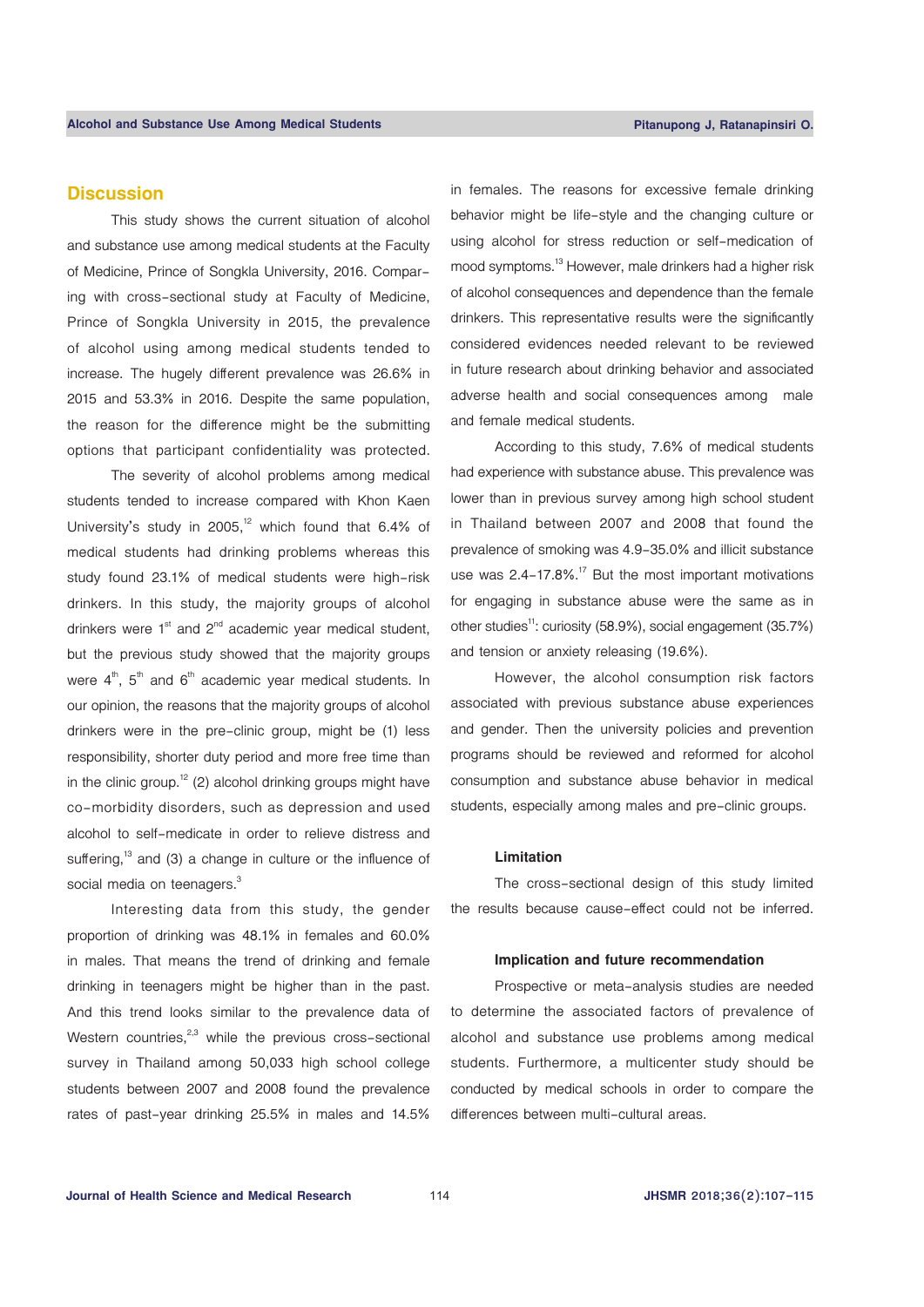## Discussion

This study shows the current situation of alcohol and substance use among medical students at the Faculty of Medicine, Prince of Songkla University, 2016. Comparing with cross-sectional study at Faculty of Medicine, Prince of Songkla University in 2015, the prevalence of alcohol using among medical students tended to increase. The hugely different prevalence was 26.6% in 2015 and 53.3% in 2016. Despite the same population, the reason for the difference might be the submitting options that participant confidentiality was protected.

The severity of alcohol problems among medical students tended to increase compared with Khon Kaen University's study in 2005,[12] which found that 6.4% of medical students had drinking problems whereas this study found 23.1% of medical students were high-risk drinkers. In this study, the majority groups of alcohol drinkers were 1st and 2nd academic year medical student, but the previous study showed that the majority groups were 4th, 5th and 6th academic year medical students. In our opinion, the reasons that the majority groups of alcohol drinkers were in the pre-clinic group, might be (1) less responsibility, shorter duty period and more free time than in the clinic group.[12] (2) alcohol drinking groups might have co-morbidity disorders, such as depression and used alcohol to self-medicate in order to relieve distress and suffering,[13] and (3) a change in culture or the influence of social media on teenagers.[3]

Interesting data from this study, the gender proportion of drinking was 48.1% in females and 60.0% in males. That means the trend of drinking and female drinking in teenagers might be higher than in the past. And this trend looks similar to the prevalence data of Western countries,[2,3] while the previous cross-sectional survey in Thailand among 50,033 high school college students between 2007 and 2008 found the prevalence rates of past-year drinking 25.5% in males and 14.5% in females. The reasons for excessive female drinking behavior might be life-style and the changing culture or using alcohol for stress reduction or self-medication of mood symptoms.[13] However, male drinkers had a higher risk of alcohol consequences and dependence than the female drinkers. This representative results were the significantly considered evidences needed relevant to be reviewed in future research about drinking behavior and associated adverse health and social consequences among male and female medical students.

According to this study, 7.6% of medical students had experience with substance abuse. This prevalence was lower than in previous survey among high school student in Thailand between 2007 and 2008 that found the prevalence of smoking was 4.9-35.0% and illicit substance use was 2.4-17.8%.[17] But the most important motivations for engaging in substance abuse were the same as in other studies[11]: curiosity (58.9%), social engagement (35.7%) and tension or anxiety releasing (19.6%).

However, the alcohol consumption risk factors associated with previous substance abuse experiences and gender. Then the university policies and prevention programs should be reviewed and reformed for alcohol consumption and substance abuse behavior in medical students, especially among males and pre-clinic groups.

### Limitation

The cross-sectional design of this study limited the results because cause-effect could not be inferred.

### Implication and future recommendation

Prospective or meta-analysis studies are needed to determine the associated factors of prevalence of alcohol and substance use problems among medical students. Furthermore, a multicenter study should be conducted by medical schools in order to compare the differences between multi-cultural areas.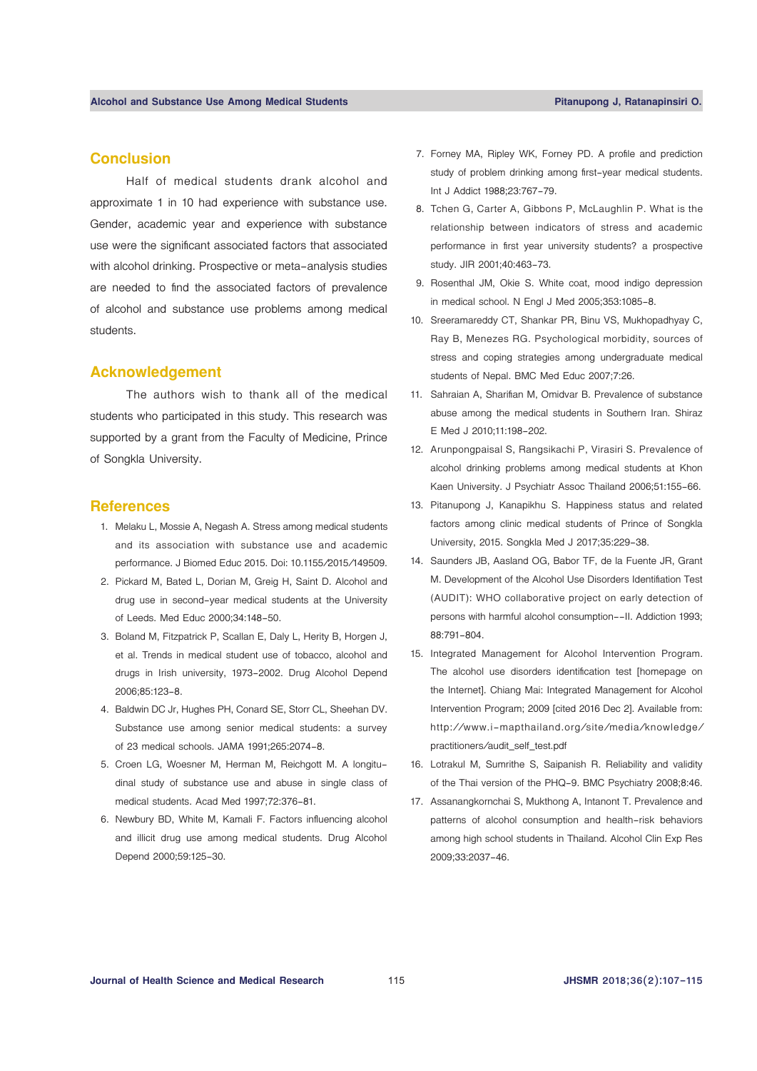## Conclusion

Half of medical students drank alcohol and approximate 1 in 10 had experience with substance use. Gender, academic year and experience with substance use were the significant associated factors that associated with alcohol drinking. Prospective or meta-analysis studies are needed to find the associated factors of prevalence of alcohol and substance use problems among medical students.

## Acknowledgement

The authors wish to thank all of the medical students who participated in this study. This research was supported by a grant from the Faculty of Medicine, Prince of Songkla University.

## References

1. Melaku L, Mossie A, Negash A. Stress among medical students and its association with substance use and academic performance. J Biomed Educ 2015. Doi: 10.1155/2015/149509.
2. Pickard M, Bated L, Dorian M, Greig H, Saint D. Alcohol and drug use in second-year medical students at the University of Leeds. Med Educ 2000;34:148-50.
3. Boland M, Fitzpatrick P, Scallan E, Daly L, Herity B, Horgen J, et al. Trends in medical student use of tobacco, alcohol and drugs in Irish university, 1973-2002. Drug Alcohol Depend 2006;85:123-8.
4. Baldwin DC Jr, Hughes PH, Conard SE, Storr CL, Sheehan DV. Substance use among senior medical students: a survey of 23 medical schools. JAMA 1991;265:2074-8.
5. Croen LG, Woesner M, Herman M, Reichgott M. A longitudinal study of substance use and abuse in single class of medical students. Acad Med 1997;72:376-81.
6. Newbury BD, White M, Kamali F. Factors influencing alcohol and illicit drug use among medical students. Drug Alcohol Depend 2000;59:125-30.
7. Forney MA, Ripley WK, Forney PD. A profile and prediction study of problem drinking among first-year medical students. Int J Addict 1988;23:767-79.
8. Tchen G, Carter A, Gibbons P, McLaughlin P. What is the relationship between indicators of stress and academic performance in first year university students? a prospective study. JIR 2001;40:463-73.
9. Rosenthal JM, Okie S. White coat, mood indigo depression in medical school. N Engl J Med 2005;353:1085-8.
10. Sreeramareddy CT, Shankar PR, Binu VS, Mukhopadhyay C, Ray B, Menezes RG. Psychological morbidity, sources of stress and coping strategies among undergraduate medical students of Nepal. BMC Med Educ 2007;7:26.
11. Sahraian A, Sharifian M, Omidvar B. Prevalence of substance abuse among the medical students in Southern Iran. Shiraz E Med J 2010;11:198-202.
12. Arunpongpaisal S, Rangsikachi P, Virasiri S. Prevalence of alcohol drinking problems among medical students at Khon Kaen University. J Psychiatr Assoc Thailand 2006;51:155-66.
13. Pitanupong J, Kanapikhu S. Happiness status and related factors among clinic medical students of Prince of Songkla University, 2015. Songkla Med J 2017;35:229-38.
14. Saunders JB, Aasland OG, Babor TF, de la Fuente JR, Grant M. Development of the Alcohol Use Disorders Identifiation Test (AUDIT): WHO collaborative project on early detection of persons with harmful alcohol consumption--II. Addiction 1993; 88:791-804.
15. Integrated Management for Alcohol Intervention Program. The alcohol use disorders identification test [homepage on the Internet]. Chiang Mai: Integrated Management for Alcohol Intervention Program; 2009 [cited 2016 Dec 2]. Available from: http://www.i-mapthailand.org/site/media/knowledge/practitioners/audit_self_test.pdf
16. Lotrakul M, Sumrithe S, Saipanish R. Reliability and validity of the Thai version of the PHQ-9. BMC Psychiatry 2008;8:46.
17. Assanangkornchai S, Mukthong A, Intanont T. Prevalence and patterns of alcohol consumption and health-risk behaviors among high school students in Thailand. Alcohol Clin Exp Res 2009;33:2037-46.